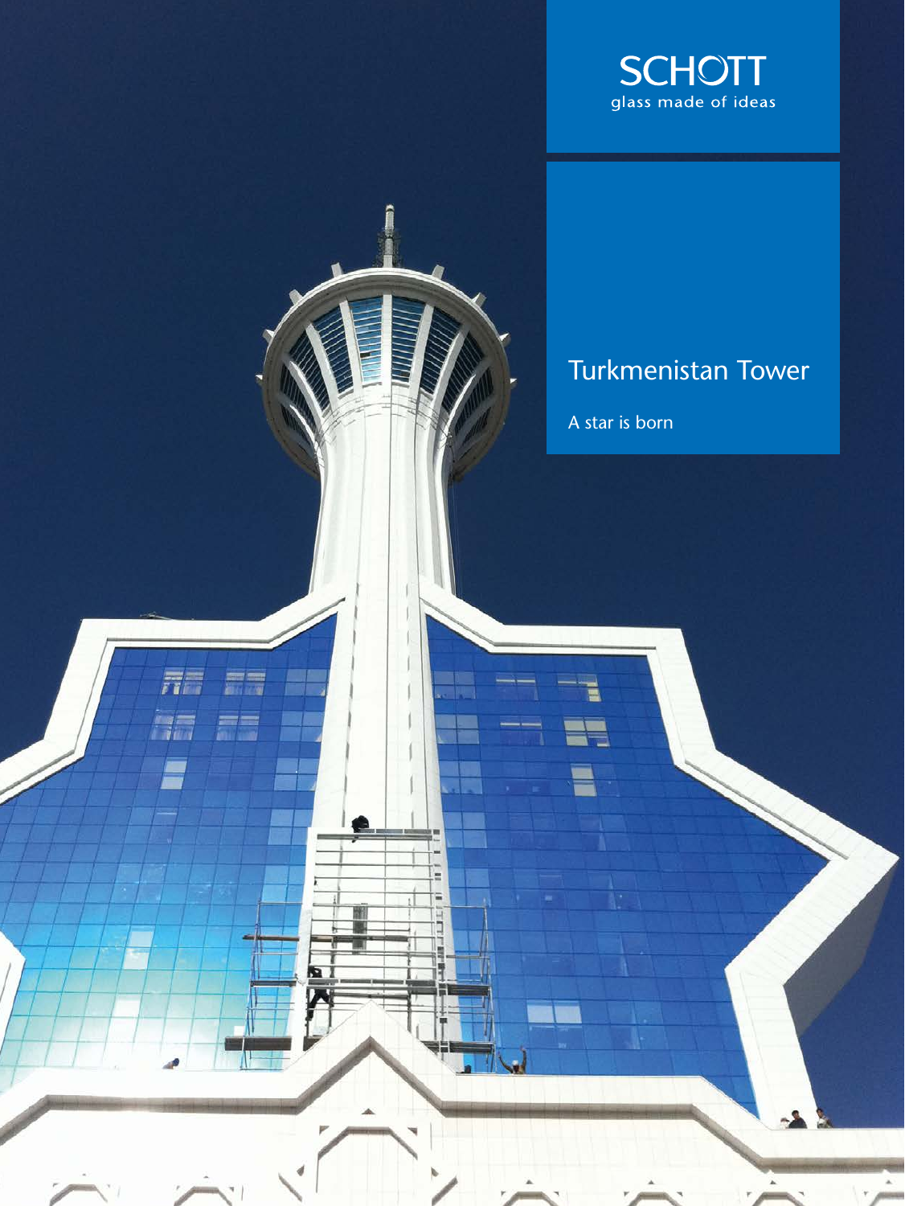SCHOTT
glass made of ideas

# Turkmenistan Tower

A star is born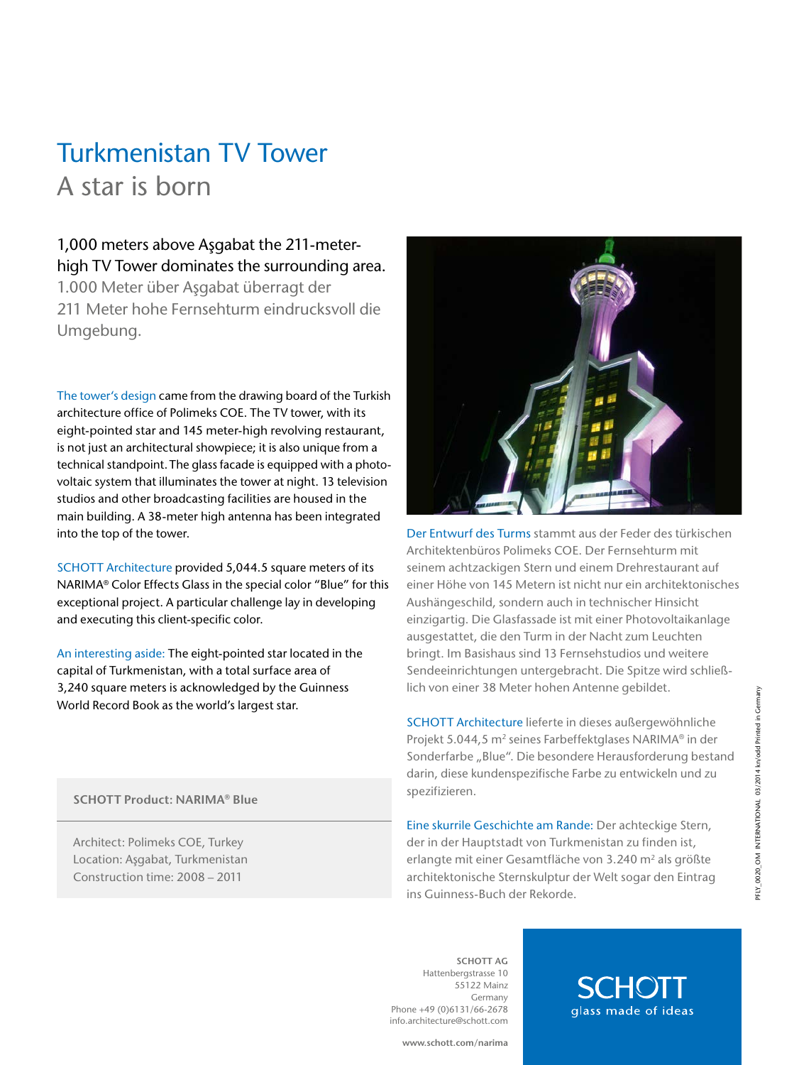# Turkmenistan TV Tower

## A star is born

1,000 meters above Aşgabat the 211-meter-high TV Tower dominates the surrounding area.

1.000 Meter über Aşgabat überragt der 211 Meter hohe Fernsehturm eindrucksvoll die Umgebung.

The tower's design came from the drawing board of the Turkish architecture office of Polimeks COE. The TV tower, with its eight-pointed star and 145 meter-high revolving restaurant, is not just an architectural showpiece; it is also unique from a technical standpoint. The glass facade is equipped with a photovoltaic system that illuminates the tower at night. 13 television studios and other broadcasting facilities are housed in the main building. A 38-meter high antenna has been integrated into the top of the tower.

SCHOTT Architecture provided 5,044.5 square meters of its NARIMA® Color Effects Glass in the special color "Blue" for this exceptional project. A particular challenge lay in developing and executing this client-specific color.

An interesting aside: The eight-pointed star located in the capital of Turkmenistan, with a total surface area of 3,240 square meters is acknowledged by the Guinness World Record Book as the world's largest star.

**SCHOTT Product: NARIMA® Blue**

Architect: Polimeks COE, Turkey
Location: Aşgabat, Turkmenistan
Construction time: 2008 – 2011

Der Entwurf des Turms stammt aus der Feder des türkischen Architektenbüros Polimeks COE. Der Fernsehturm mit seinem achtzackigen Stern und einem Drehrestaurant auf einer Höhe von 145 Metern ist nicht nur ein architektonisches Aushängeschild, sondern auch in technischer Hinsicht einzigartig. Die Glasfassade ist mit einer Photovoltaikanlage ausgestattet, die den Turm in der Nacht zum Leuchten bringt. Im Basishaus sind 13 Fernsehstudios und weitere Sendeeinrichtungen untergebracht. Die Spitze wird schließlich von einer 38 Meter hohen Antenne gebildet.

SCHOTT Architecture lieferte in dieses außergewöhnliche Projekt 5.044,5 m² seines Farbeffektglases NARIMA® in der Sonderfarbe „Blue". Die besondere Herausforderung bestand darin, diese kundenspezifische Farbe zu entwickeln und zu spezifizieren.

Eine skurrile Geschichte am Rande: Der achteckige Stern, der in der Hauptstadt von Turkmenistan zu finden ist, erlangte mit einer Gesamtfläche von 3.240 m² als größte architektonische Sternskulptur der Welt sogar den Eintrag ins Guinness-Buch der Rekorde.

**SCHOTT AG**
Hattenbergstrasse 10
55122 Mainz
Germany
Phone +49 (0)6131/66-2678
info.architecture@schott.com

**www.schott.com/narima**

SCHOTT
glass made of ideas

PFLY_0020_OM INTERNATIONAL 03/2014 kn/odd Printed in Germany